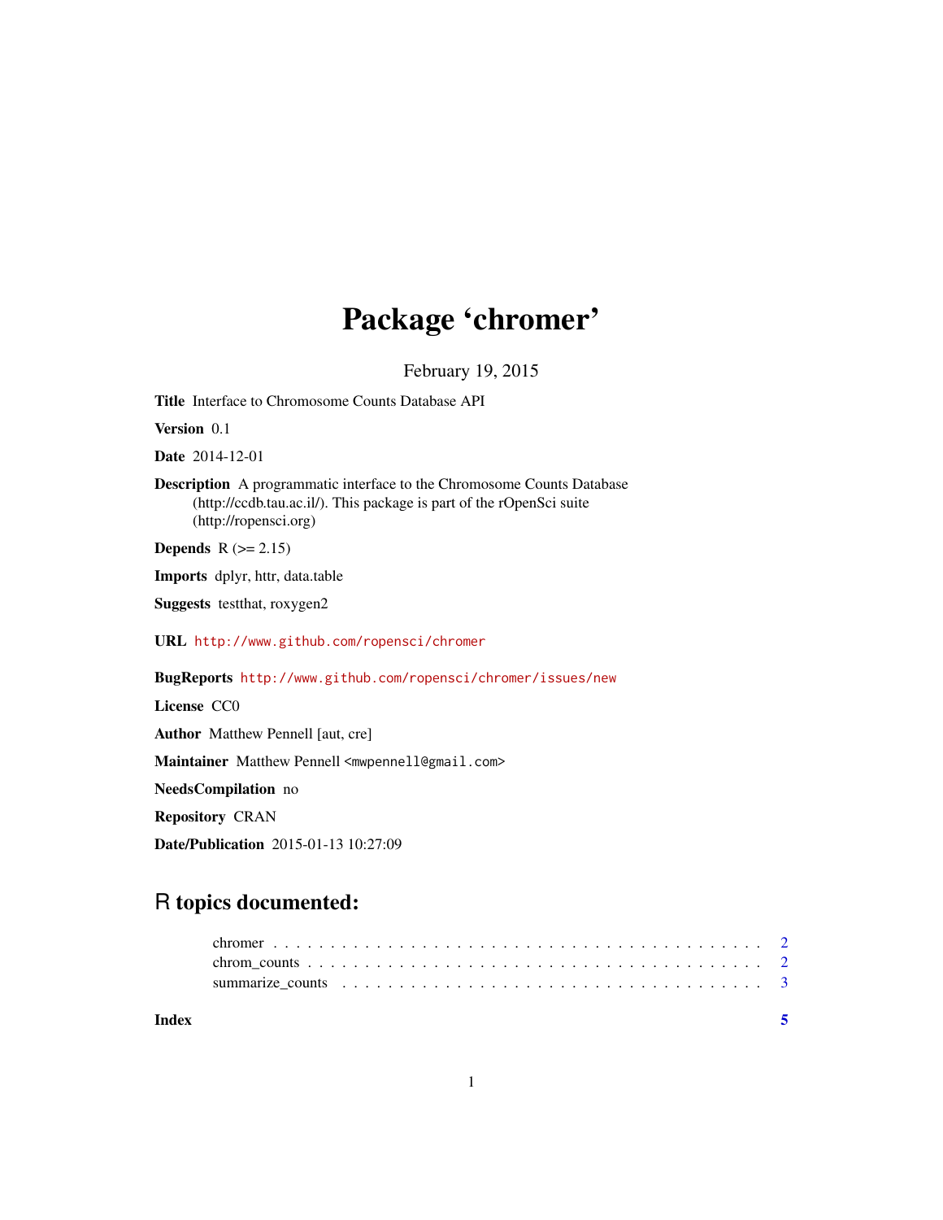# Package 'chromer'

February 19, 2015

**Title** Interface to Chromosome Counts Database API

**Version** 0.1

**Date** 2014-12-01

**Description** A programmatic interface to the Chromosome Counts Database (http://ccdb.tau.ac.il/). This package is part of the rOpenSci suite (http://ropensci.org)

**Depends** R (>= 2.15)

**Imports** dplyr, httr, data.table

**Suggests** testthat, roxygen2

**URL** http://www.github.com/ropensci/chromer

**BugReports** http://www.github.com/ropensci/chromer/issues/new

**License** CC0

**Author** Matthew Pennell [aut, cre]

**Maintainer** Matthew Pennell <mwpennell@gmail.com>

**NeedsCompilation** no

**Repository** CRAN

**Date/Publication** 2015-01-13 10:27:09

## R topics documented:

chromer . . . . . . . . . . . . . . . . . . . . . . . . . . . . . . . . . . . . . . . . 2
chrom_counts . . . . . . . . . . . . . . . . . . . . . . . . . . . . . . . . . . . . . 2
summarize_counts . . . . . . . . . . . . . . . . . . . . . . . . . . . . . . . . . . . 3

**Index** 5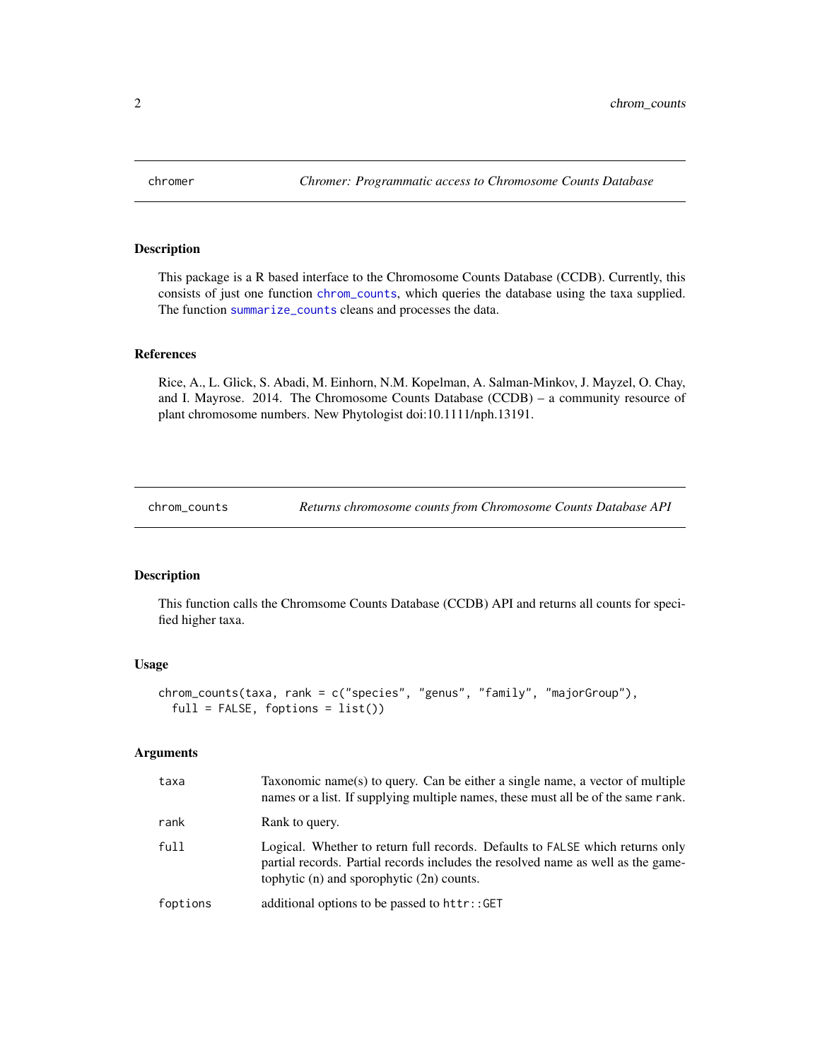## chromer — *Chromer: Programmatic access to Chromosome Counts Database*

### Description

This package is a R based interface to the Chromosome Counts Database (CCDB). Currently, this consists of just one function `chrom_counts`, which queries the database using the taxa supplied. The function `summarize_counts` cleans and processes the data.

### References

Rice, A., L. Glick, S. Abadi, M. Einhorn, N.M. Kopelman, A. Salman-Minkov, J. Mayzel, O. Chay, and I. Mayrose. 2014. The Chromosome Counts Database (CCDB) – a community resource of plant chromosome numbers. New Phytologist doi:10.1111/nph.13191.

## chrom_counts — *Returns chromosome counts from Chromosome Counts Database API*

### Description

This function calls the Chromsome Counts Database (CCDB) API and returns all counts for specified higher taxa.

### Usage

```
chrom_counts(taxa, rank = c("species", "genus", "family", "majorGroup"),
  full = FALSE, foptions = list())
```

### Arguments

| Argument | Description |
|---|---|
| `taxa` | Taxonomic name(s) to query. Can be either a single name, a vector of multiple names or a list. If supplying multiple names, these must all be of the same `rank`. |
| `rank` | Rank to query. |
| `full` | Logical. Whether to return full records. Defaults to `FALSE` which returns only partial records. Partial records includes the resolved name as well as the gametophytic (n) and sporophytic (2n) counts. |
| `foptions` | additional options to be passed to `httr::GET` |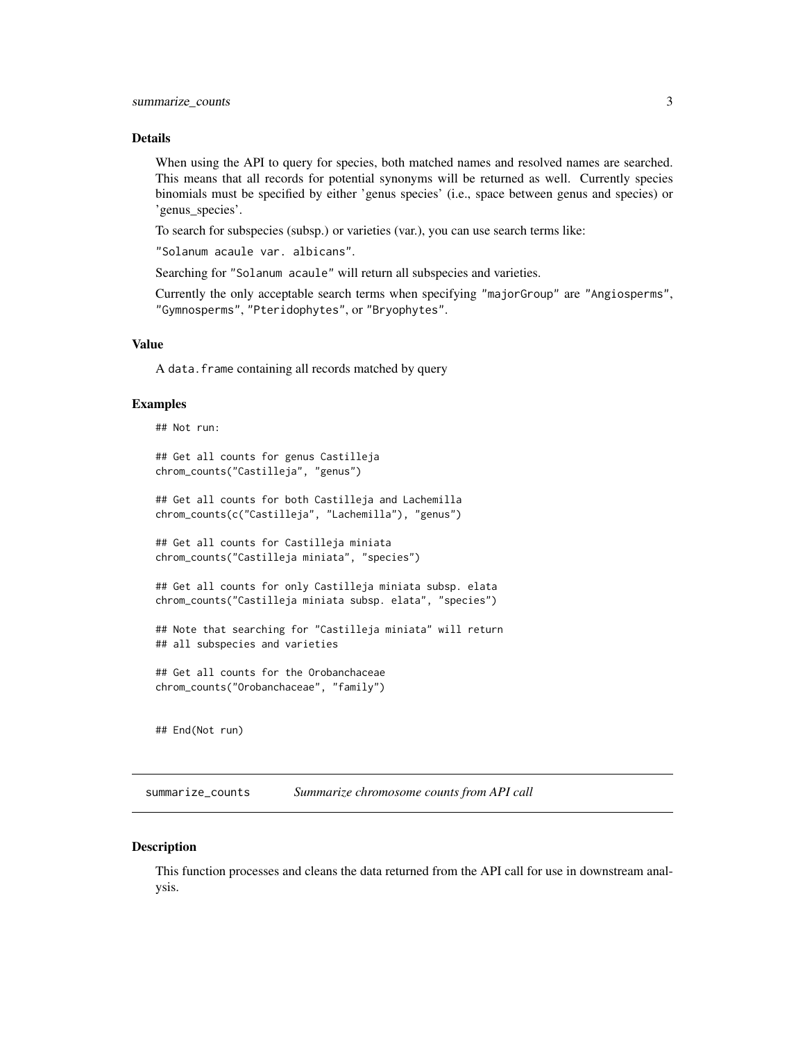### Details

When using the API to query for species, both matched names and resolved names are searched. This means that all records for potential synonyms will be returned as well. Currently species binomials must be specified by either 'genus species' (i.e., space between genus and species) or 'genus_species'.

To search for subspecies (subsp.) or varieties (var.), you can use search terms like:

`"Solanum acaule var. albicans"`.

Searching for `"Solanum acaule"` will return all subspecies and varieties.

Currently the only acceptable search terms when specifying `"majorGroup"` are `"Angiosperms"`, `"Gymnosperms"`, `"Pteridophytes"`, or `"Bryophytes"`.

### Value

A `data.frame` containing all records matched by query

### Examples

```
## Not run:

## Get all counts for genus Castilleja
chrom_counts("Castilleja", "genus")

## Get all counts for both Castilleja and Lachemilla
chrom_counts(c("Castilleja", "Lachemilla"), "genus")

## Get all counts for Castilleja miniata
chrom_counts("Castilleja miniata", "species")

## Get all counts for only Castilleja miniata subsp. elata
chrom_counts("Castilleja miniata subsp. elata", "species")

## Note that searching for "Castilleja miniata" will return
## all subspecies and varieties

## Get all counts for the Orobanchaceae
chrom_counts("Orobanchaceae", "family")


## End(Not run)
```

## summarize_counts *Summarize chromosome counts from API call*

### Description

This function processes and cleans the data returned from the API call for use in downstream analysis.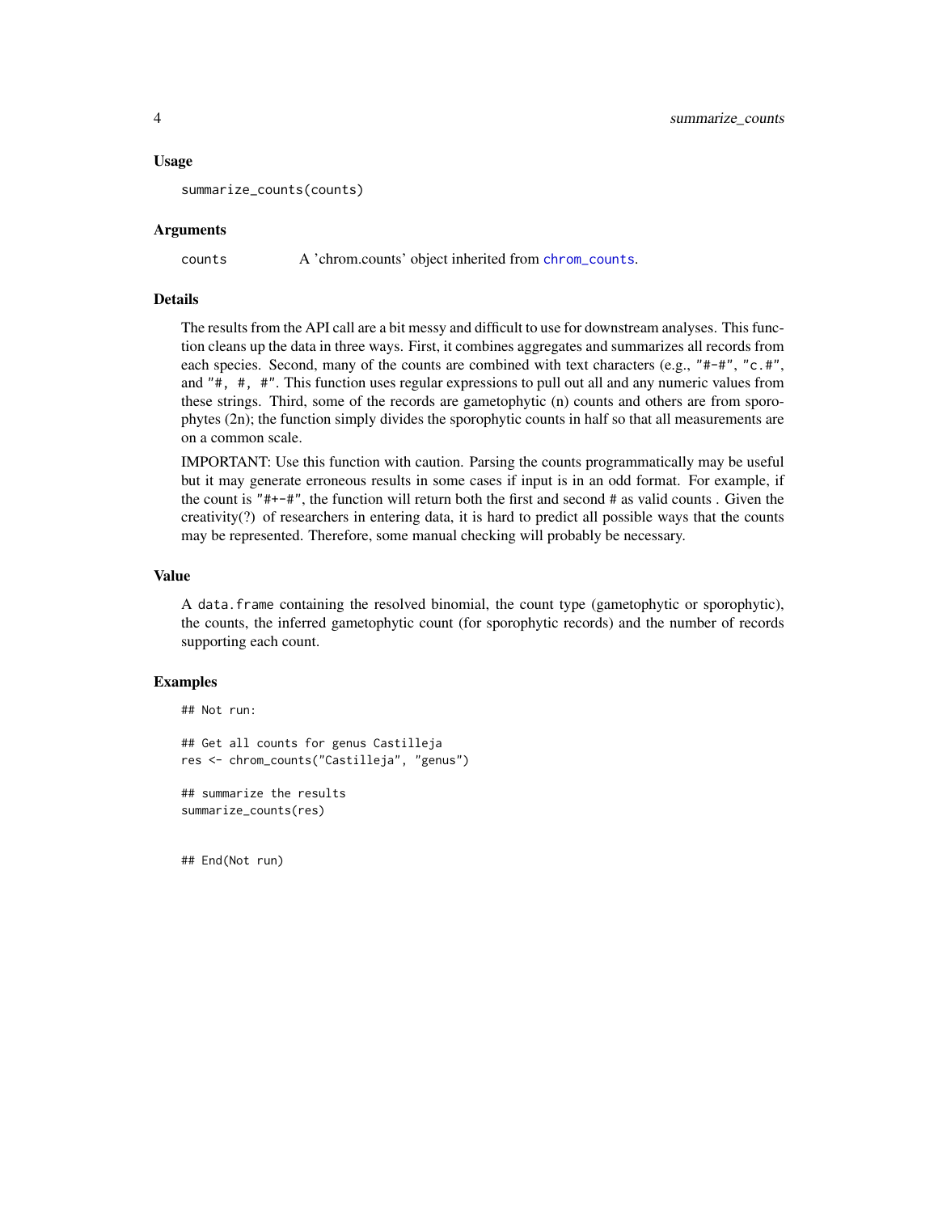### Usage

```
summarize_counts(counts)
```

### Arguments

| | |
|---|---|
| counts | A 'chrom.counts' object inherited from `chrom_counts`. |

### Details

The results from the API call are a bit messy and difficult to use for downstream analyses. This function cleans up the data in three ways. First, it combines aggregates and summarizes all records from each species. Second, many of the counts are combined with text characters (e.g., `"#-#"`, `"c.#"`, and `"#, #, #"`. This function uses regular expressions to pull out all and any numeric values from these strings. Third, some of the records are gametophytic (n) counts and others are from sporophytes (2n); the function simply divides the sporophytic counts in half so that all measurements are on a common scale.

IMPORTANT: Use this function with caution. Parsing the counts programmatically may be useful but it may generate erroneous results in some cases if input is in an odd format. For example, if the count is `"#+-#"`, the function will return both the first and second # as valid counts . Given the creativity(?) of researchers in entering data, it is hard to predict all possible ways that the counts may be represented. Therefore, some manual checking will probably be necessary.

### Value

A `data.frame` containing the resolved binomial, the count type (gametophytic or sporophytic), the counts, the inferred gametophytic count (for sporophytic records) and the number of records supporting each count.

### Examples

```
## Not run:

## Get all counts for genus Castilleja
res <- chrom_counts("Castilleja", "genus")

## summarize the results
summarize_counts(res)


## End(Not run)
```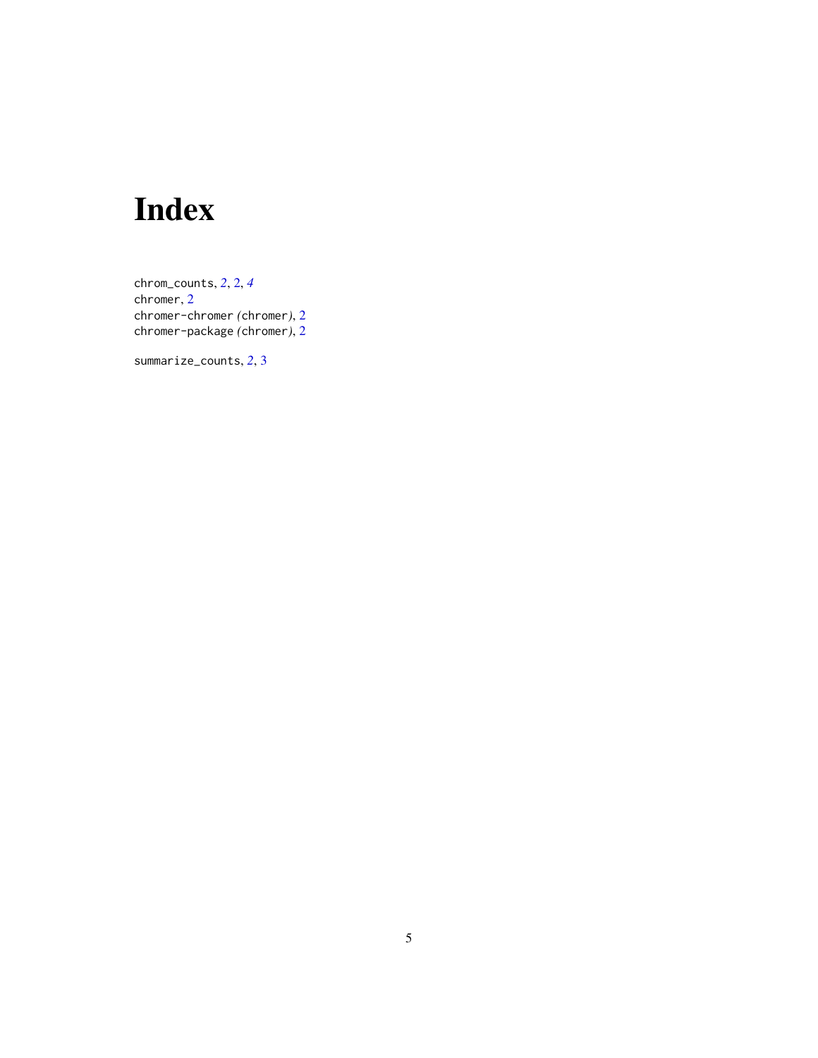# Index

chrom_counts, *2*, 2, *4*
chromer, 2
chromer-chromer *(*chromer*)*, 2
chromer-package *(*chromer*)*, 2

summarize_counts, *2*, 3